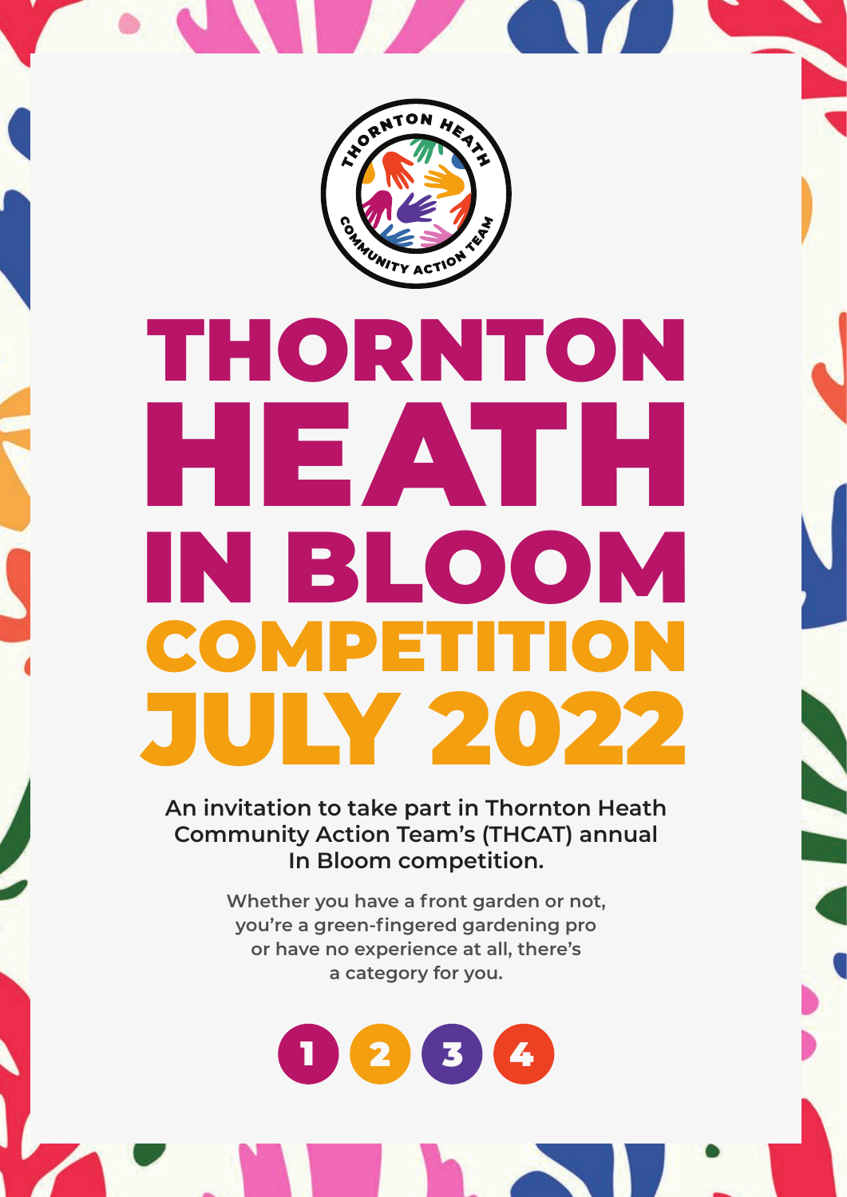THORNTON HEATH COMMUNITY ACTION TEAM

# THORNTON HEATH IN BLOOM

## COMPETITION JULY 2022

**An invitation to take part in Thornton Heath Community Action Team's (THCAT) annual In Bloom competition.**

**Whether you have a front garden or not, you're a green-fingered gardening pro or have no experience at all, there's a category for you.**

1 2 3 4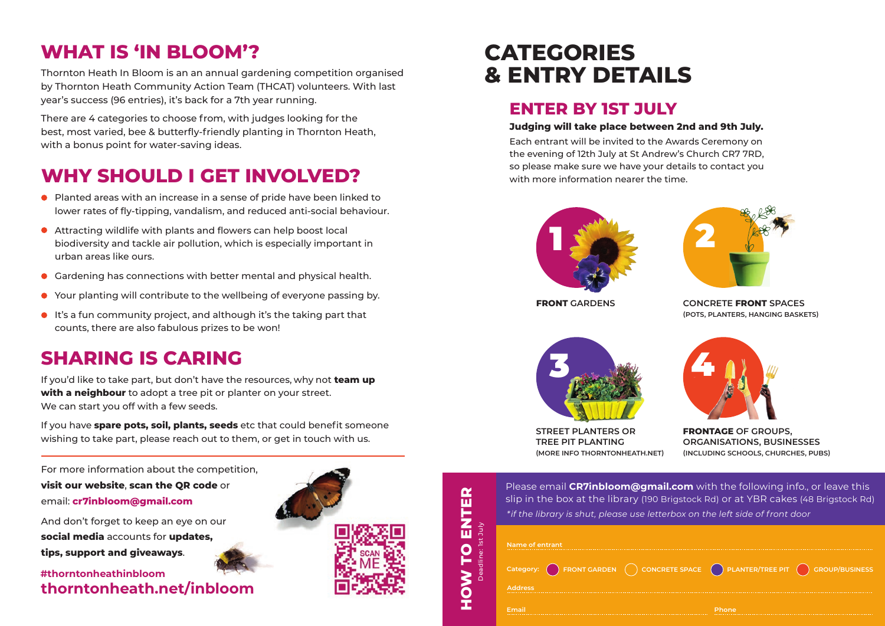## WHAT IS 'IN BLOOM'?

Thornton Heath In Bloom is an an annual gardening competition organised by Thornton Heath Community Action Team (THCAT) volunteers. With last year's success (96 entries), it's back for a 7th year running.

There are 4 categories to choose from, with judges looking for the best, most varied, bee & butterfly-friendly planting in Thornton Heath, with a bonus point for water-saving ideas.

## WHY SHOULD I GET INVOLVED?

- Planted areas with an increase in a sense of pride have been linked to lower rates of fly-tipping, vandalism, and reduced anti-social behaviour.
- Attracting wildlife with plants and flowers can help boost local biodiversity and tackle air pollution, which is especially important in urban areas like ours.
- Gardening has connections with better mental and physical health.
- Your planting will contribute to the wellbeing of everyone passing by.
- It's a fun community project, and although it's the taking part that counts, there are also fabulous prizes to be won!

## SHARING IS CARING

If you'd like to take part, but don't have the resources, why not **team up with a neighbour** to adopt a tree pit or planter on your street. We can start you off with a few seeds.

If you have **spare pots, soil, plants, seeds** etc that could benefit someone wishing to take part, please reach out to them, or get in touch with us.

For more information about the competition, **visit our website**, **scan the QR code** or email: **cr7inbloom@gmail.com**

And don't forget to keep an eye on our **social media** accounts for **updates, tips, support and giveaways**.

**#thorntonheathinbloom**
**thorntonheath.net/inbloom**

# CATEGORIES & ENTRY DETAILS

## ENTER BY 1ST JULY

**Judging will take place between 2nd and 9th July.**

Each entrant will be invited to the Awards Ceremony on the evening of 12th July at St Andrew's Church CR7 7RD, so please make sure we have your details to contact you with more information nearer the time.

1. **FRONT** GARDENS
2. CONCRETE **FRONT** SPACES (POTS, PLANTERS, HANGING BASKETS)
3. STREET PLANTERS OR TREE PIT PLANTING (MORE INFO THORNTONHEATH.NET)
4. **FRONTAGE** OF GROUPS, ORGANISATIONS, BUSINESSES (INCLUDING SCHOOLS, CHURCHES, PUBS)

## HOW TO ENTER

Deadline: 1st July

Please email **CR7inbloom@gmail.com** with the following info., or leave this slip in the box at the library (190 Brigstock Rd) or at YBR cakes (48 Brigstock Rd)

*\*if the library is shut, please use letterbox on the left side of front door*

Name of entrant ______

Category: ○ FRONT GARDEN ○ CONCRETE SPACE ○ PLANTER/TREE PIT ○ GROUP/BUSINESS

Address ______

Email ______ Phone ______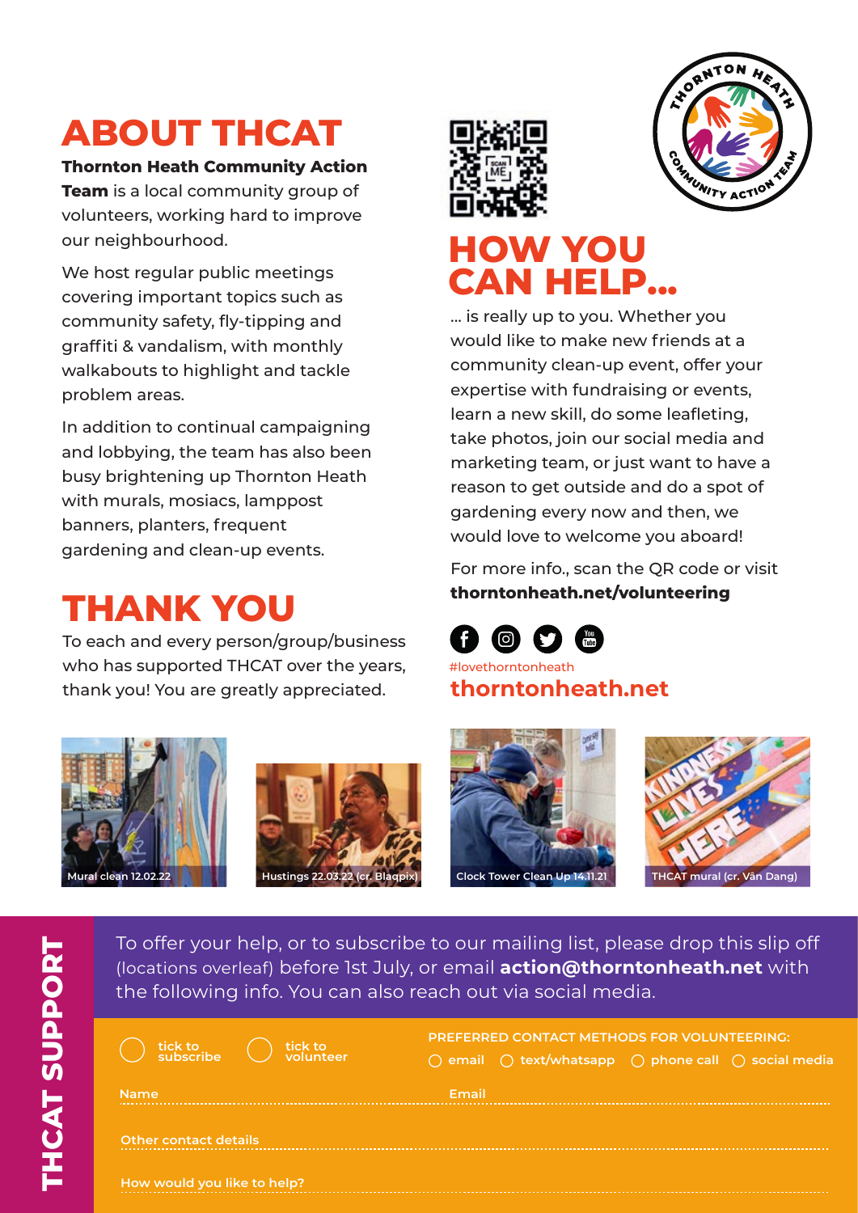# ABOUT THCAT

**Thornton Heath Community Action Team** is a local community group of volunteers, working hard to improve our neighbourhood.

We host regular public meetings covering important topics such as community safety, fly-tipping and graffiti & vandalism, with monthly walkabouts to highlight and tackle problem areas.

In addition to continual campaigning and lobbying, the team has also been busy brightening up Thornton Heath with murals, mosiacs, lamppost banners, planters, frequent gardening and clean-up events.

# THANK YOU

To each and every person/group/business who has supported THCAT over the years, thank you! You are greatly appreciated.

# HOW YOU CAN HELP...

... is really up to you. Whether you would like to make new friends at a community clean-up event, offer your expertise with fundraising or events, learn a new skill, do some leafleting, take photos, join our social media and marketing team, or just want to have a reason to get outside and do a spot of gardening every now and then, we would love to welcome you aboard!

For more info., scan the QR code or visit **thorntonheath.net/volunteering**

#lovethorntonheath

**thorntonheath.net**

Mural clean 12.02.22

Hustings 22.03.22 (cr. Blaqpix)

Clock Tower Clean Up 14.11.21

THCAT mural (cr. Vân Dang)

## THCAT SUPPORT

To offer your help, or to subscribe to our mailing list, please drop this slip off (locations overleaf) before 1st July, or email **action@thorntonheath.net** with the following info. You can also reach out via social media.

○ tick to subscribe ○ tick to volunteer

PREFERRED CONTACT METHODS FOR VOLUNTEERING:
○ email ○ text/whatsapp ○ phone call ○ social media

Name ........................................ Email ........................................

Other contact details ........................................

How would you like to help? ........................................